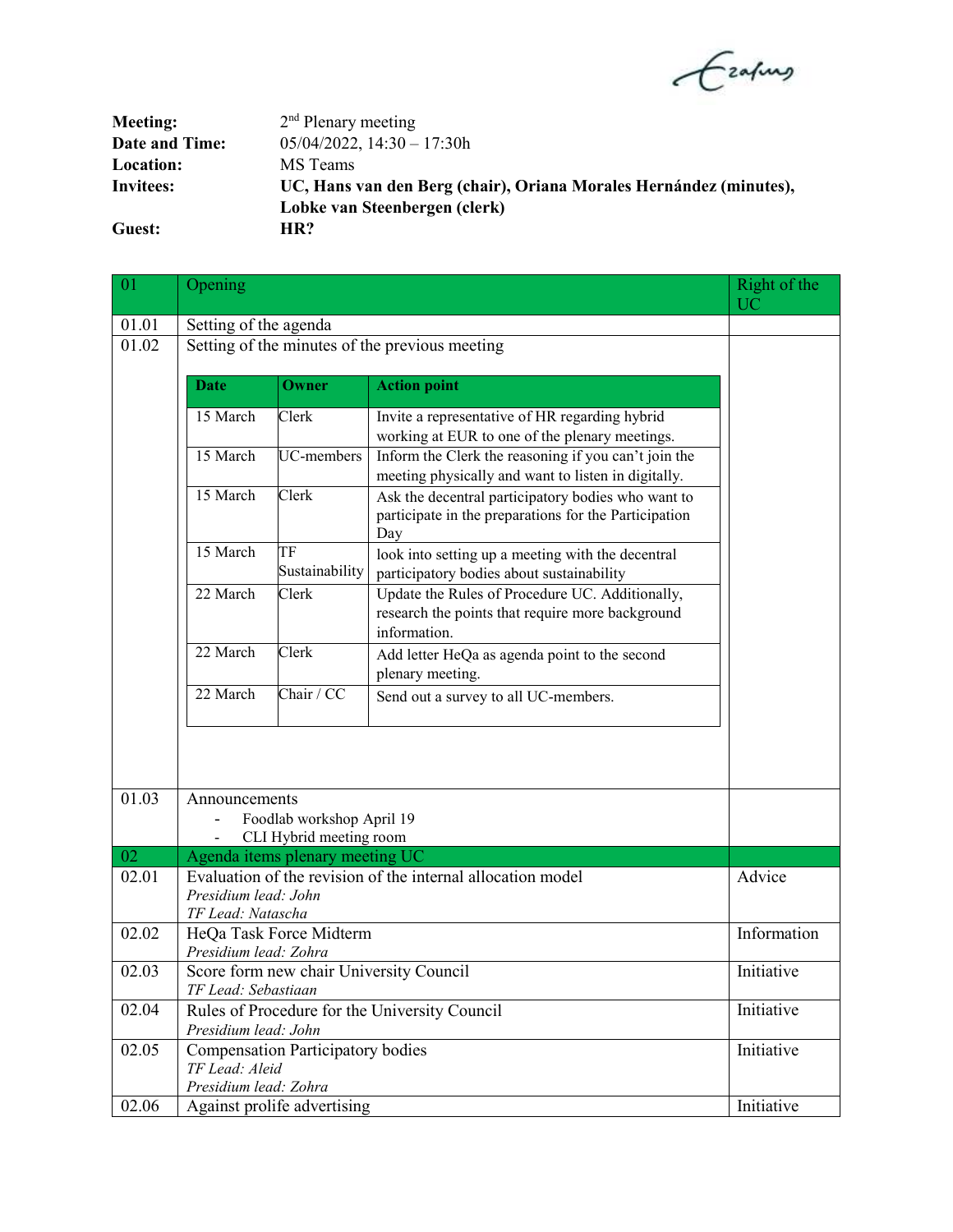| | |
|---|---|
| **Meeting:** | 2nd Plenary meeting |
| **Date and Time:** | 05/04/2022, 14:30 – 17:30h |
| **Location:** | MS Teams |
| **Invitees:** | **UC, Hans van den Berg (chair), Oriana Morales Hernández (minutes), Lobke van Steenbergen (clerk)** |
| **Guest:** | **HR?** |

| 01 | Opening | Right of the UC |
|---|---|---|
| 01.01 | Setting of the agenda | |
| 01.02 | Setting of the minutes of the previous meeting | |
| 01.03 | Announcements<br>- Foodlab workshop April 19<br>- CLI Hybrid meeting room | |
| 02 | Agenda items plenary meeting UC | |
| 02.01 | Evaluation of the revision of the internal allocation model<br>*Presidium lead: John*<br>*TF Lead: Natascha* | Advice |
| 02.02 | HeQa Task Force Midterm<br>*Presidium lead: Zohra* | Information |
| 02.03 | Score form new chair University Council<br>*TF Lead: Sebastiaan* | Initiative |
| 02.04 | Rules of Procedure for the University Council<br>*Presidium lead: John* | Initiative |
| 02.05 | Compensation Participatory bodies<br>*TF Lead: Aleid*<br>*Presidium lead: Zohra* | Initiative |
| 02.06 | Against prolife advertising | Initiative |

Action points (01.02):

| **Date** | **Owner** | **Action point** |
|---|---|---|
| 15 March | Clerk | Invite a representative of HR regarding hybrid working at EUR to one of the plenary meetings. |
| 15 March | UC-members | Inform the Clerk the reasoning if you can't join the meeting physically and want to listen in digitally. |
| 15 March | Clerk | Ask the decentral participatory bodies who want to participate in the preparations for the Participation Day |
| 15 March | TF Sustainability | look into setting up a meeting with the decentral participatory bodies about sustainability |
| 22 March | Clerk | Update the Rules of Procedure UC. Additionally, research the points that require more background information. |
| 22 March | Clerk | Add letter HeQa as agenda point to the second plenary meeting. |
| 22 March | Chair / CC | Send out a survey to all UC-members. |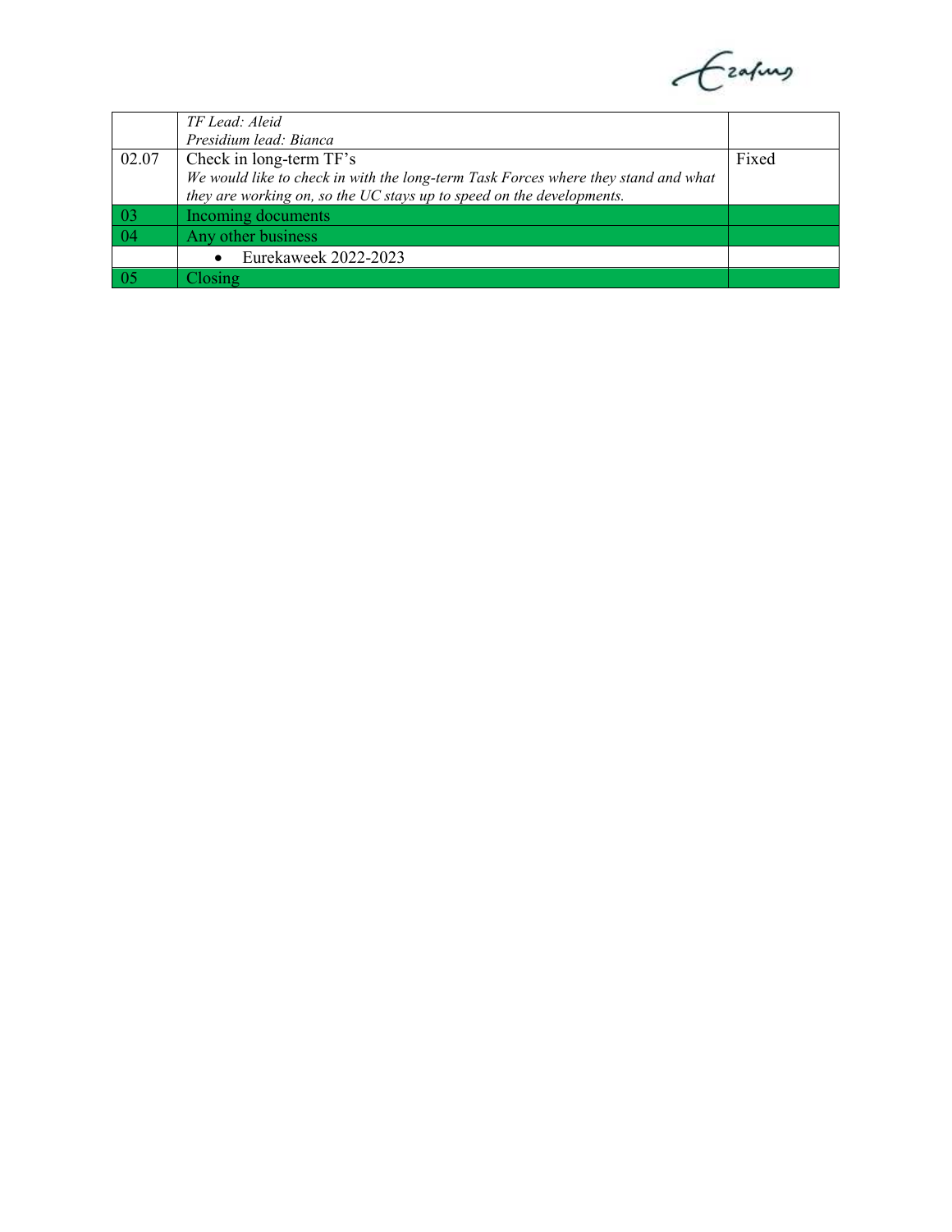| | | |
|---|---|---|
| | *TF Lead: Aleid*<br>*Presidium lead: Bianca* | |
| 02.07 | Check in long-term TF's<br>*We would like to check in with the long-term Task Forces where they stand and what they are working on, so the UC stays up to speed on the developments.* | Fixed |
| 03 | Incoming documents | |
| 04 | Any other business | |
| | • Eurekaweek 2022-2023 | |
| 05 | Closing | |